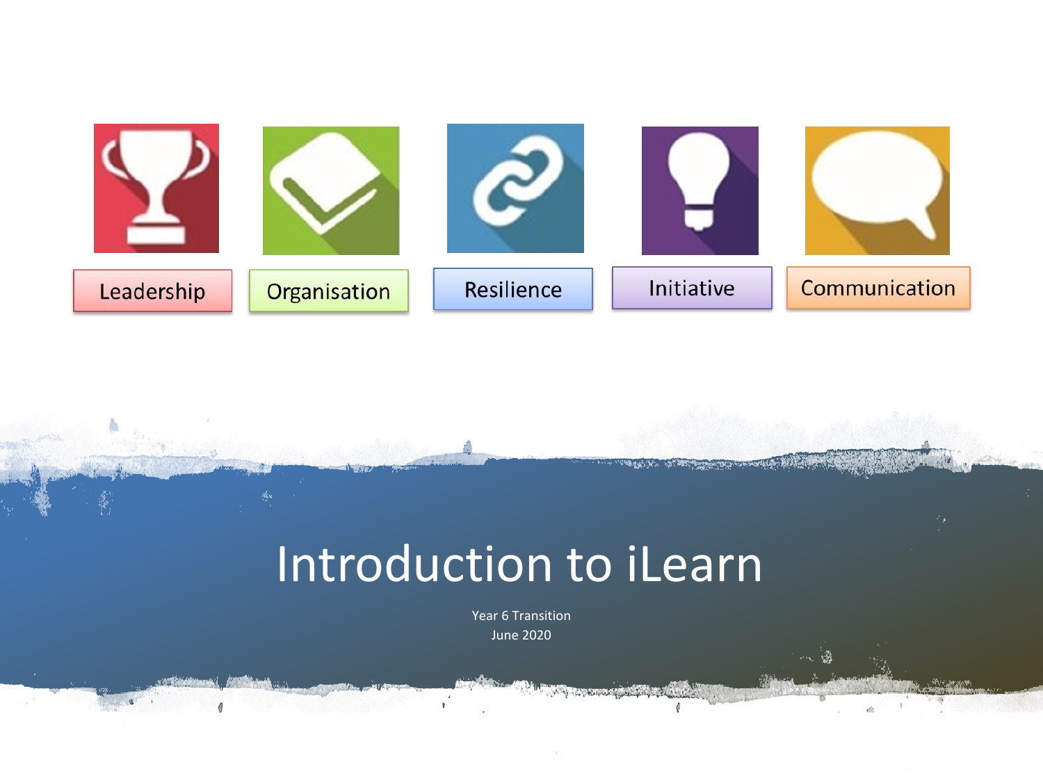Leadership | Organisation | Resilience | Initiative | Communication

# Introduction to iLearn

Year 6 Transition

June 2020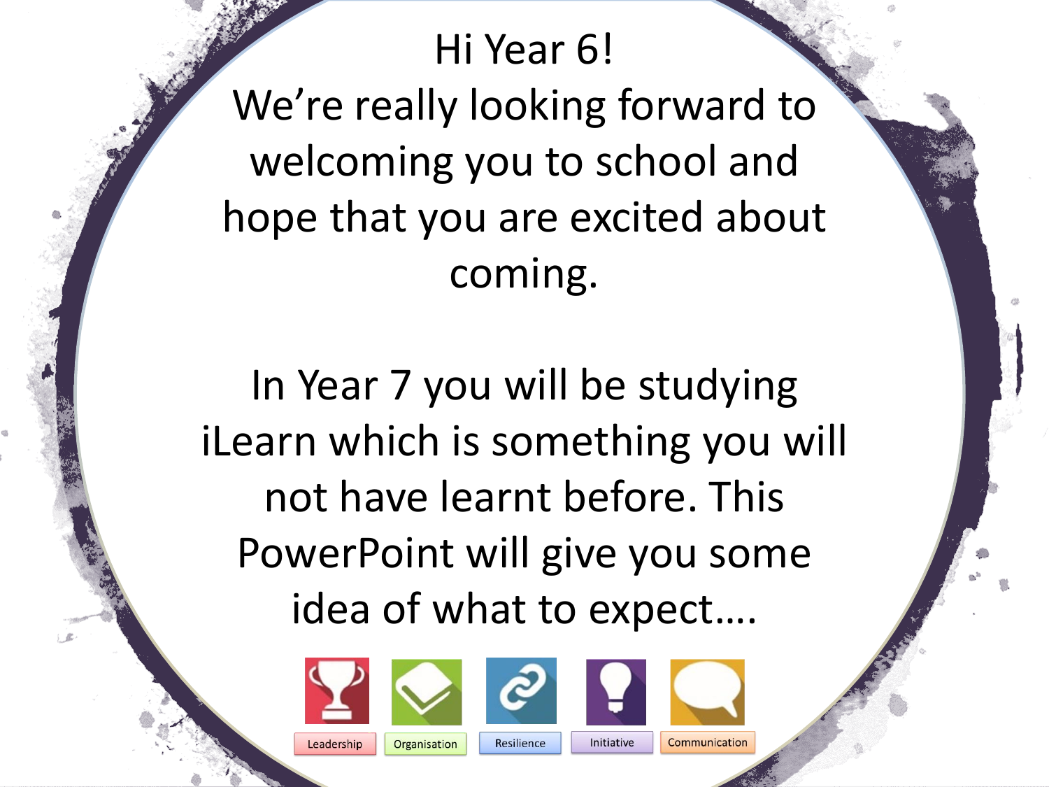Hi Year 6!

We're really looking forward to welcoming you to school and hope that you are excited about coming.

In Year 7 you will be studying iLearn which is something you will not have learnt before. This PowerPoint will give you some idea of what to expect….

Leadership | Organisation | Resilience | Initiative | Communication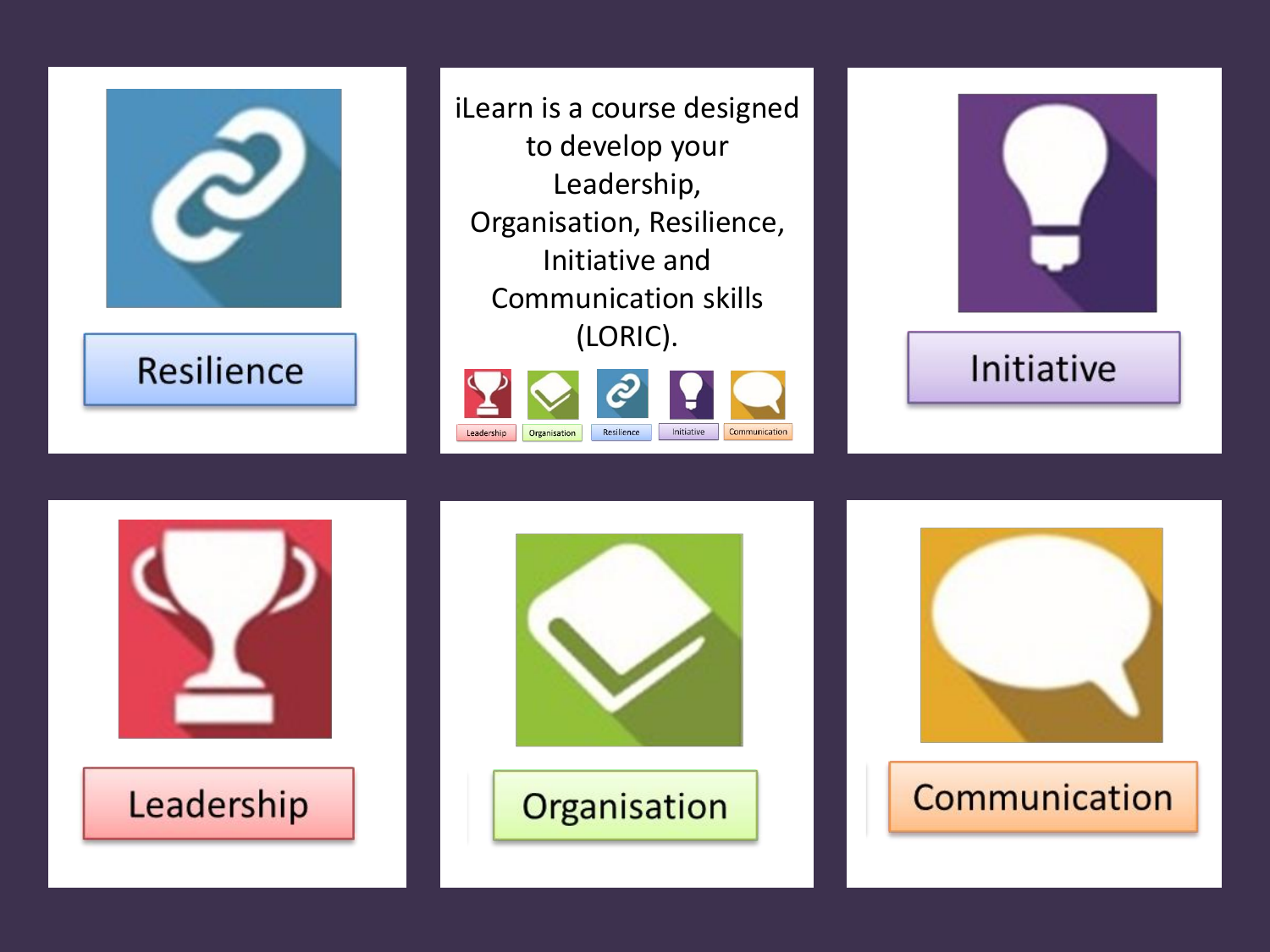Resilience

iLearn is a course designed to develop your Leadership, Organisation, Resilience, Initiative and Communication skills (LORIC).

Leadership Organisation Resilience Initiative Communication

Initiative

Leadership

Organisation

Communication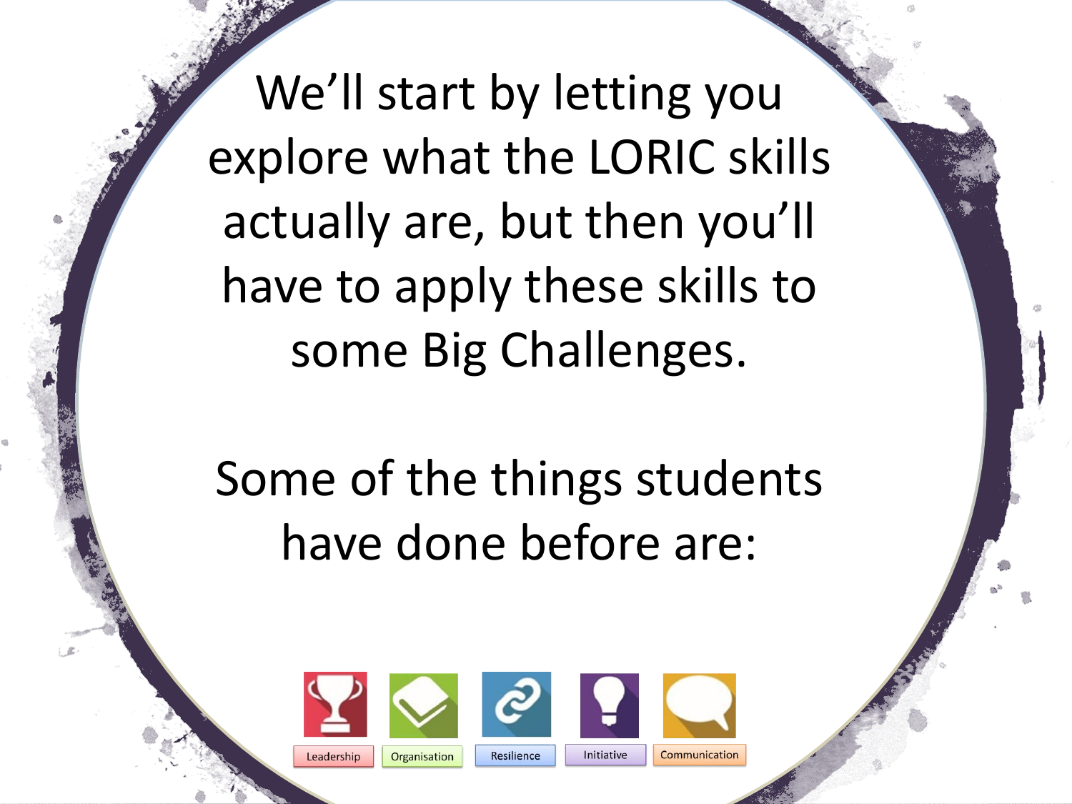We'll start by letting you explore what the LORIC skills actually are, but then you'll have to apply these skills to some Big Challenges.

Some of the things students have done before are:

Leadership Organisation Resilience Initiative Communication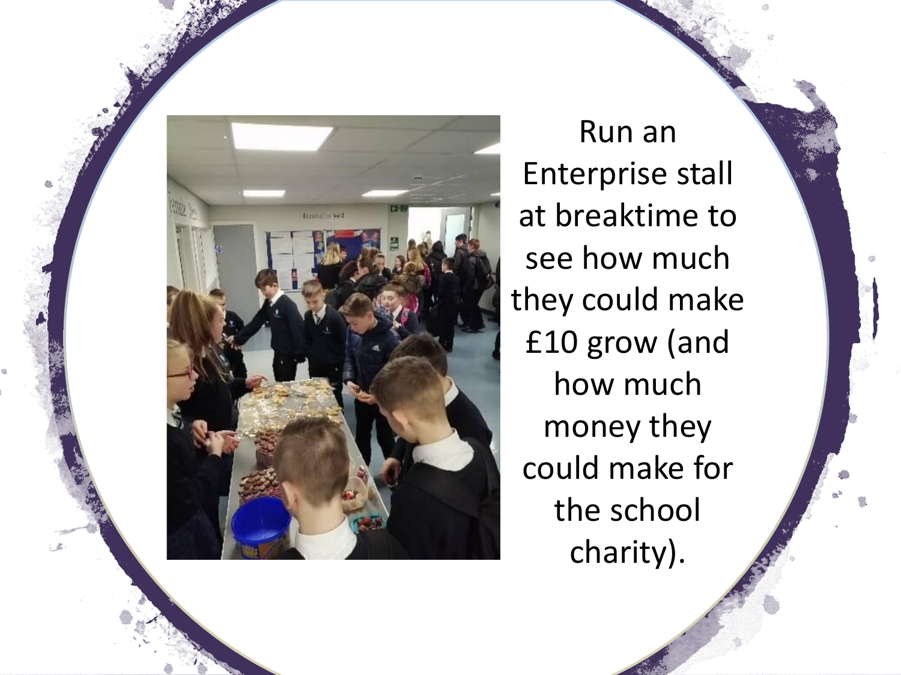Run an Enterprise stall at breaktime to see how much they could make £10 grow (and how much money they could make for the school charity).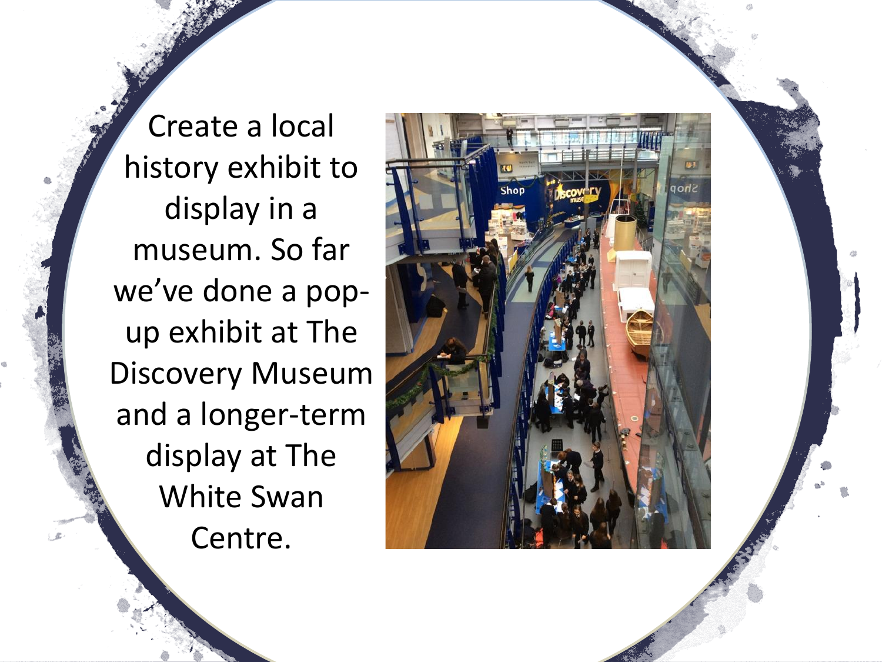Create a local history exhibit to display in a museum. So far we've done a pop-up exhibit at The Discovery Museum and a longer-term display at The White Swan Centre.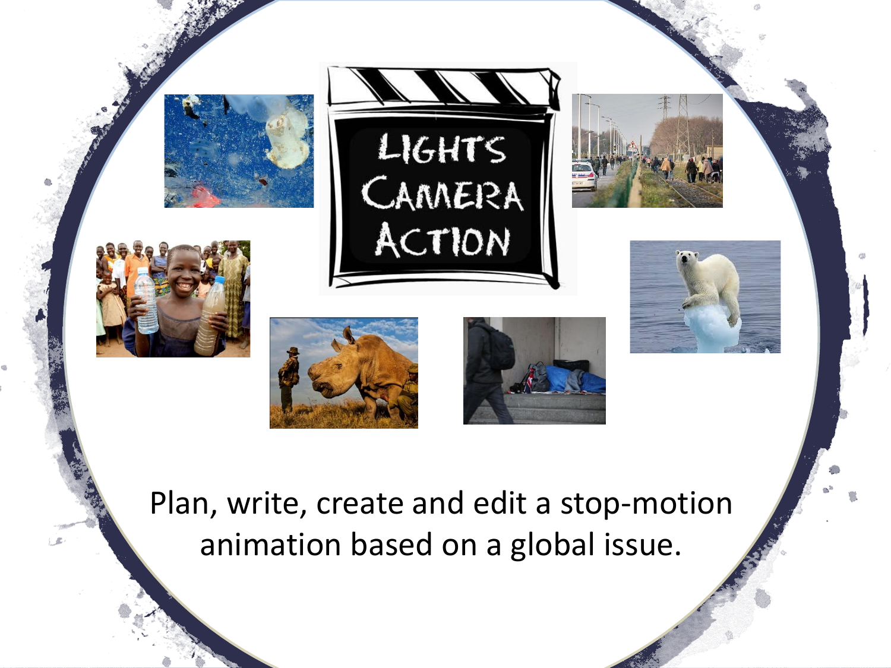# Lights Camera Action

Plan, write, create and edit a stop-motion animation based on a global issue.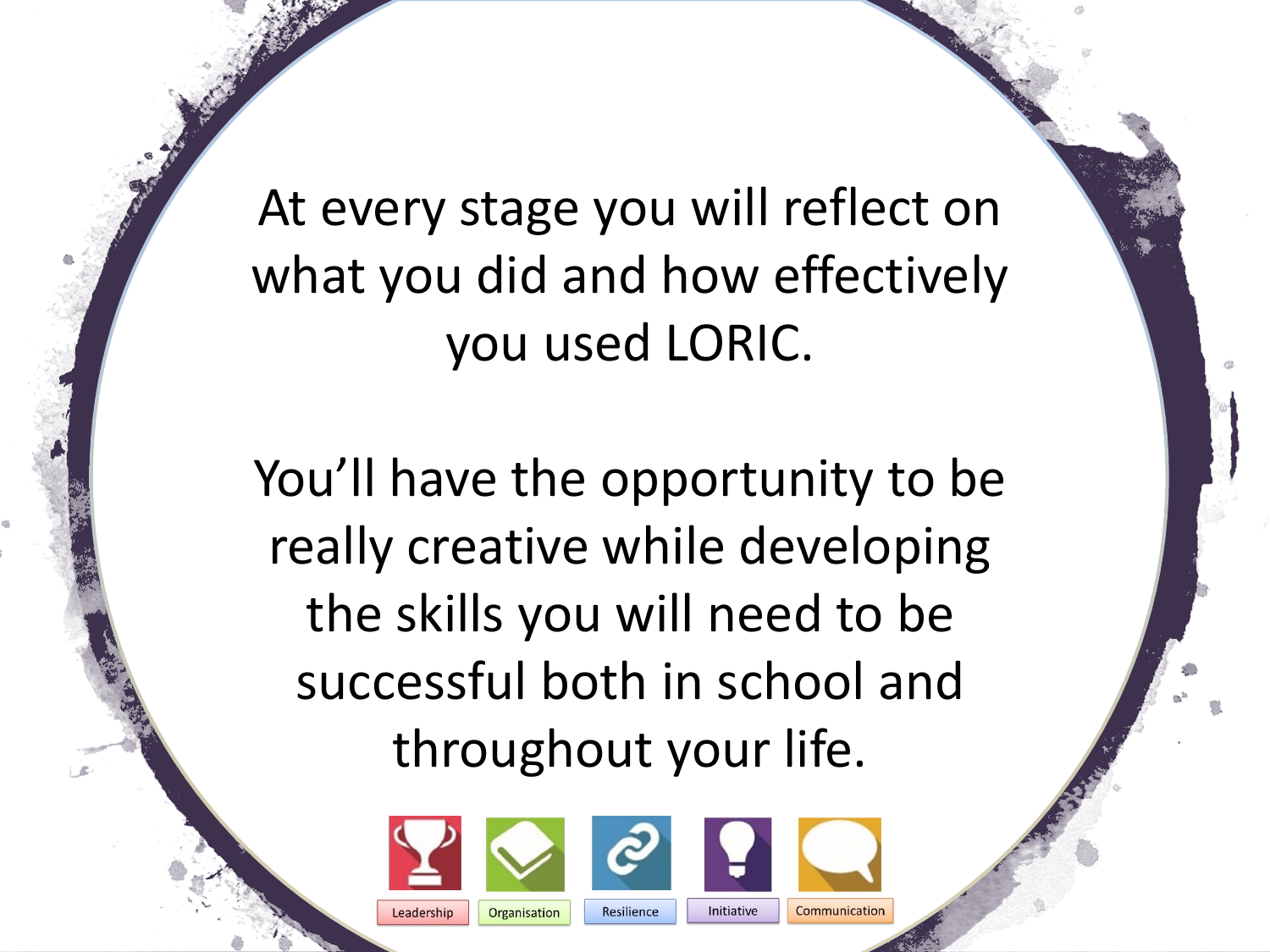At every stage you will reflect on what you did and how effectively you used LORIC.

You'll have the opportunity to be really creative while developing the skills you will need to be successful both in school and throughout your life.

Leadership | Organisation | Resilience | Initiative | Communication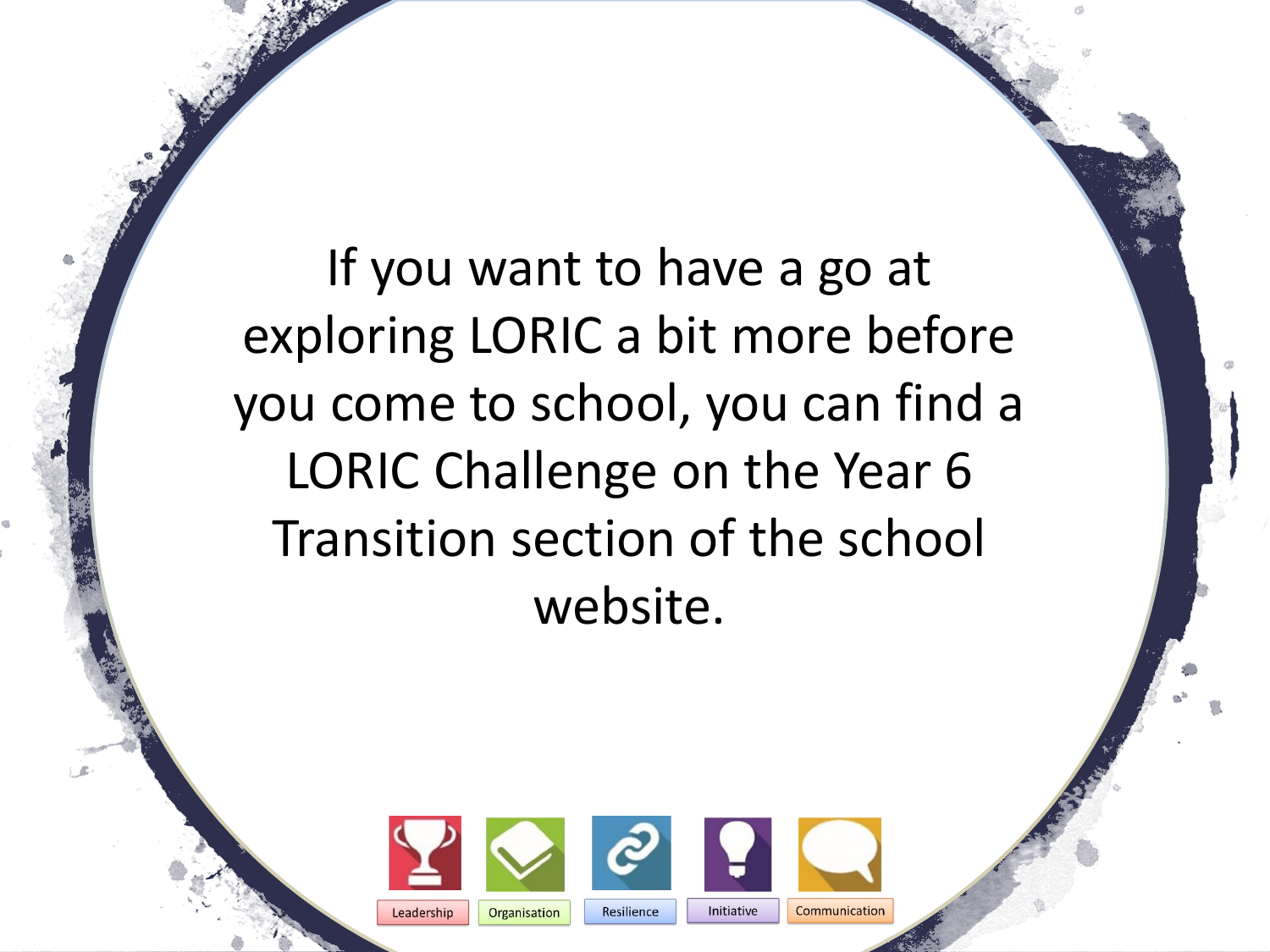If you want to have a go at exploring LORIC a bit more before you come to school, you can find a LORIC Challenge on the Year 6 Transition section of the school website.

Leadership Organisation Resilience Initiative Communication